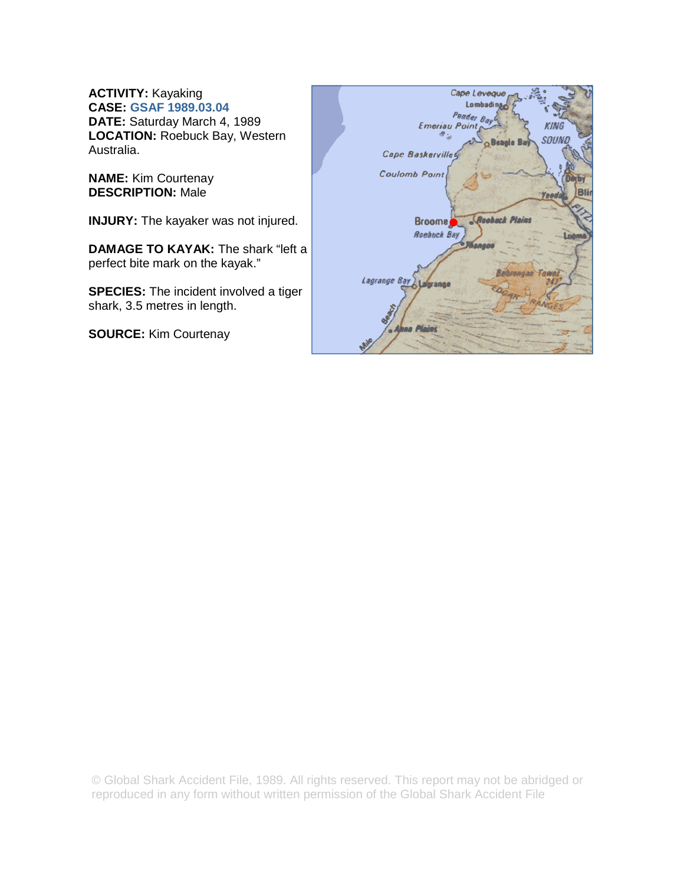**ACTIVITY:** Kayaking
**CASE:** GSAF 1989.03.04
**DATE:** Saturday March 4, 1989
**LOCATION:** Roebuck Bay, Western Australia.

**NAME:** Kim Courtenay
**DESCRIPTION:** Male

**INJURY:** The kayaker was not injured.

**DAMAGE TO KAYAK:** The shark "left a perfect bite mark on the kayak."

**SPECIES:** The incident involved a tiger shark, 3.5 metres in length.

**SOURCE:** Kim Courtenay

© Global Shark Accident File, 1989. All rights reserved. This report may not be abridged or reproduced in any form without written permission of the Global Shark Accident File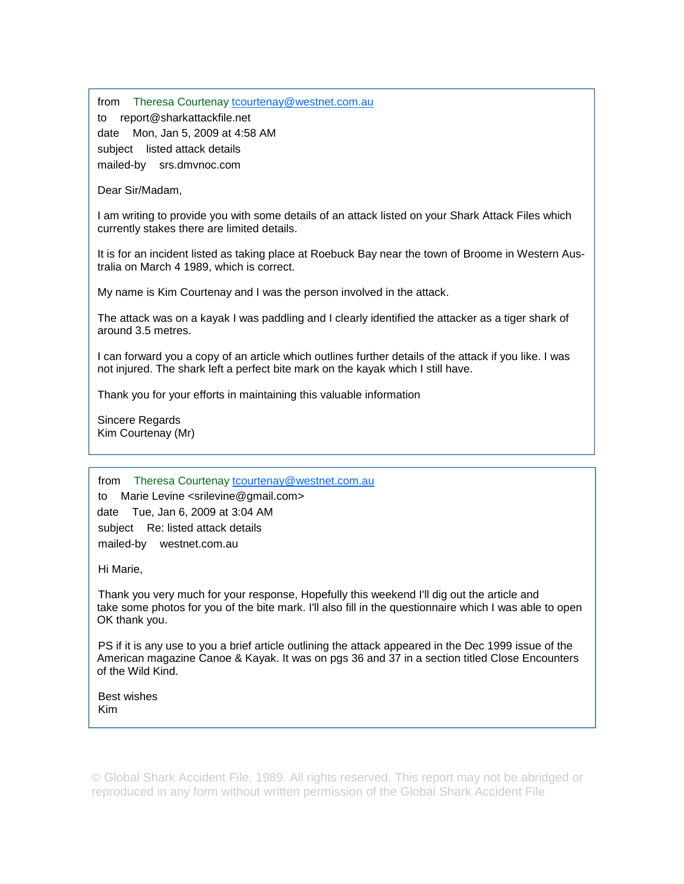from Theresa Courtenay tcourtenay@westnet.com.au
to report@sharkattackfile.net
date Mon, Jan 5, 2009 at 4:58 AM
subject listed attack details
mailed-by srs.dmvnoc.com

Dear Sir/Madam,

I am writing to provide you with some details of an attack listed on your Shark Attack Files which currently stakes there are limited details.

It is for an incident listed as taking place at Roebuck Bay near the town of Broome in Western Australia on March 4 1989, which is correct.

My name is Kim Courtenay and I was the person involved in the attack.

The attack was on a kayak I was paddling and I clearly identified the attacker as a tiger shark of around 3.5 metres.

I can forward you a copy of an article which outlines further details of the attack if you like. I was not injured. The shark left a perfect bite mark on the kayak which I still have.

Thank you for your efforts in maintaining this valuable information

Sincere Regards
Kim Courtenay (Mr)

---

from Theresa Courtenay tcourtenay@westnet.com.au
to Marie Levine <srilevine@gmail.com>
date Tue, Jan 6, 2009 at 3:04 AM
subject Re: listed attack details
mailed-by westnet.com.au

Hi Marie,

Thank you very much for your response, Hopefully this weekend I'll dig out the article and take some photos for you of the bite mark. I'll also fill in the questionnaire which I was able to open OK thank you.

PS if it is any use to you a brief article outlining the attack appeared in the Dec 1999 issue of the American magazine Canoe & Kayak. It was on pgs 36 and 37 in a section titled Close Encounters of the Wild Kind.

Best wishes
Kim

© Global Shark Accident File, 1989. All rights reserved. This report may not be abridged or reproduced in any form without written permission of the Global Shark Accident File